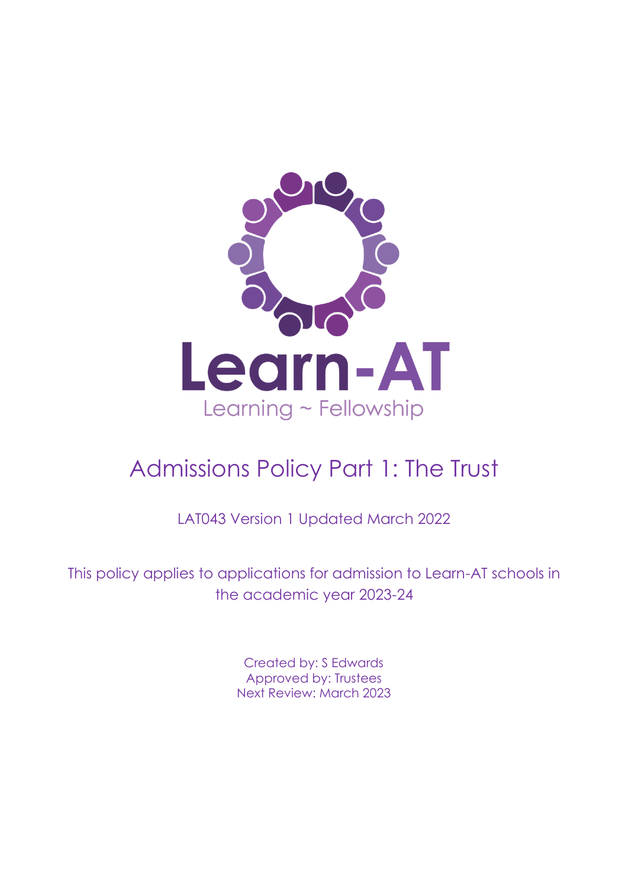Learn-AT

Learning ~ Fellowship

# Admissions Policy Part 1: The Trust

LAT043 Version 1 Updated March 2022

This policy applies to applications for admission to Learn-AT schools in the academic year 2023-24

Created by: S Edwards
Approved by: Trustees
Next Review: March 2023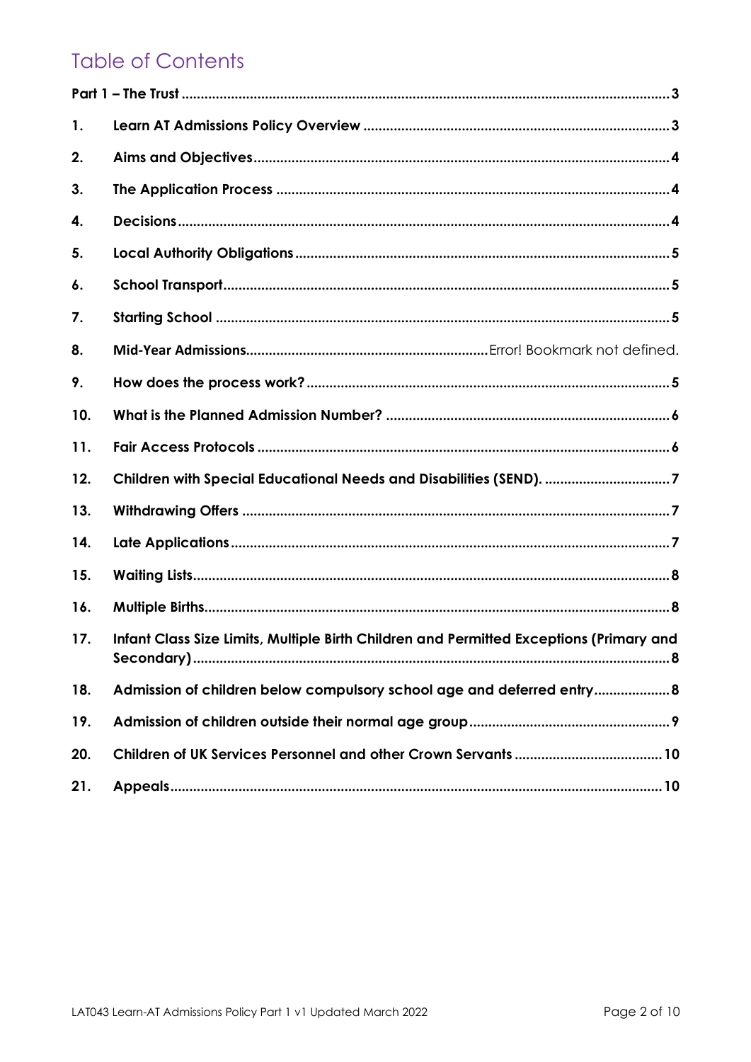# Table of Contents

**Part 1 – The Trust** ..................................................................... 3

1. **Learn AT Admissions Policy Overview** ..................................................... 3
2. **Aims and Objectives** ..................................................... 4
3. **The Application Process** ..................................................... 4
4. **Decisions** ..................................................... 4
5. **Local Authority Obligations** ..................................................... 5
6. **School Transport** ..................................................... 5
7. **Starting School** ..................................................... 5
8. **Mid-Year Admissions** ..................................................... Error! Bookmark not defined.
9. **How does the process work?** ..................................................... 5
10. **What is the Planned Admission Number?** ..................................................... 6
11. **Fair Access Protocols** ..................................................... 6
12. **Children with Special Educational Needs and Disabilities (SEND).** ..................................................... 7
13. **Withdrawing Offers** ..................................................... 7
14. **Late Applications** ..................................................... 7
15. **Waiting Lists** ..................................................... 8
16. **Multiple Births** ..................................................... 8
17. **Infant Class Size Limits, Multiple Birth Children and Permitted Exceptions (Primary and Secondary)** ..................................................... 8
18. **Admission of children below compulsory school age and deferred entry** ..................................................... 8
19. **Admission of children outside their normal age group** ..................................................... 9
20. **Children of UK Services Personnel and other Crown Servants** ..................................................... 10
21. **Appeals** ..................................................... 10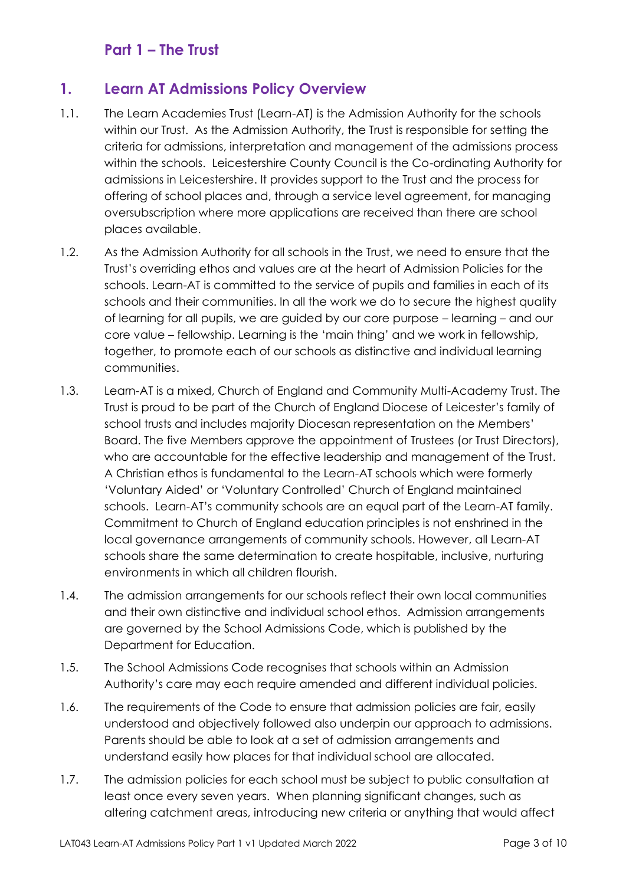## Part 1 – The Trust

## 1. Learn AT Admissions Policy Overview

1.1. The Learn Academies Trust (Learn-AT) is the Admission Authority for the schools within our Trust. As the Admission Authority, the Trust is responsible for setting the criteria for admissions, interpretation and management of the admissions process within the schools. Leicestershire County Council is the Co-ordinating Authority for admissions in Leicestershire. It provides support to the Trust and the process for offering of school places and, through a service level agreement, for managing oversubscription where more applications are received than there are school places available.

1.2. As the Admission Authority for all schools in the Trust, we need to ensure that the Trust's overriding ethos and values are at the heart of Admission Policies for the schools. Learn-AT is committed to the service of pupils and families in each of its schools and their communities. In all the work we do to secure the highest quality of learning for all pupils, we are guided by our core purpose – learning – and our core value – fellowship. Learning is the 'main thing' and we work in fellowship, together, to promote each of our schools as distinctive and individual learning communities.

1.3. Learn-AT is a mixed, Church of England and Community Multi-Academy Trust. The Trust is proud to be part of the Church of England Diocese of Leicester's family of school trusts and includes majority Diocesan representation on the Members' Board. The five Members approve the appointment of Trustees (or Trust Directors), who are accountable for the effective leadership and management of the Trust. A Christian ethos is fundamental to the Learn-AT schools which were formerly 'Voluntary Aided' or 'Voluntary Controlled' Church of England maintained schools. Learn-AT's community schools are an equal part of the Learn-AT family. Commitment to Church of England education principles is not enshrined in the local governance arrangements of community schools. However, all Learn-AT schools share the same determination to create hospitable, inclusive, nurturing environments in which all children flourish.

1.4. The admission arrangements for our schools reflect their own local communities and their own distinctive and individual school ethos. Admission arrangements are governed by the School Admissions Code, which is published by the Department for Education.

1.5. The School Admissions Code recognises that schools within an Admission Authority's care may each require amended and different individual policies.

1.6. The requirements of the Code to ensure that admission policies are fair, easily understood and objectively followed also underpin our approach to admissions. Parents should be able to look at a set of admission arrangements and understand easily how places for that individual school are allocated.

1.7. The admission policies for each school must be subject to public consultation at least once every seven years. When planning significant changes, such as altering catchment areas, introducing new criteria or anything that would affect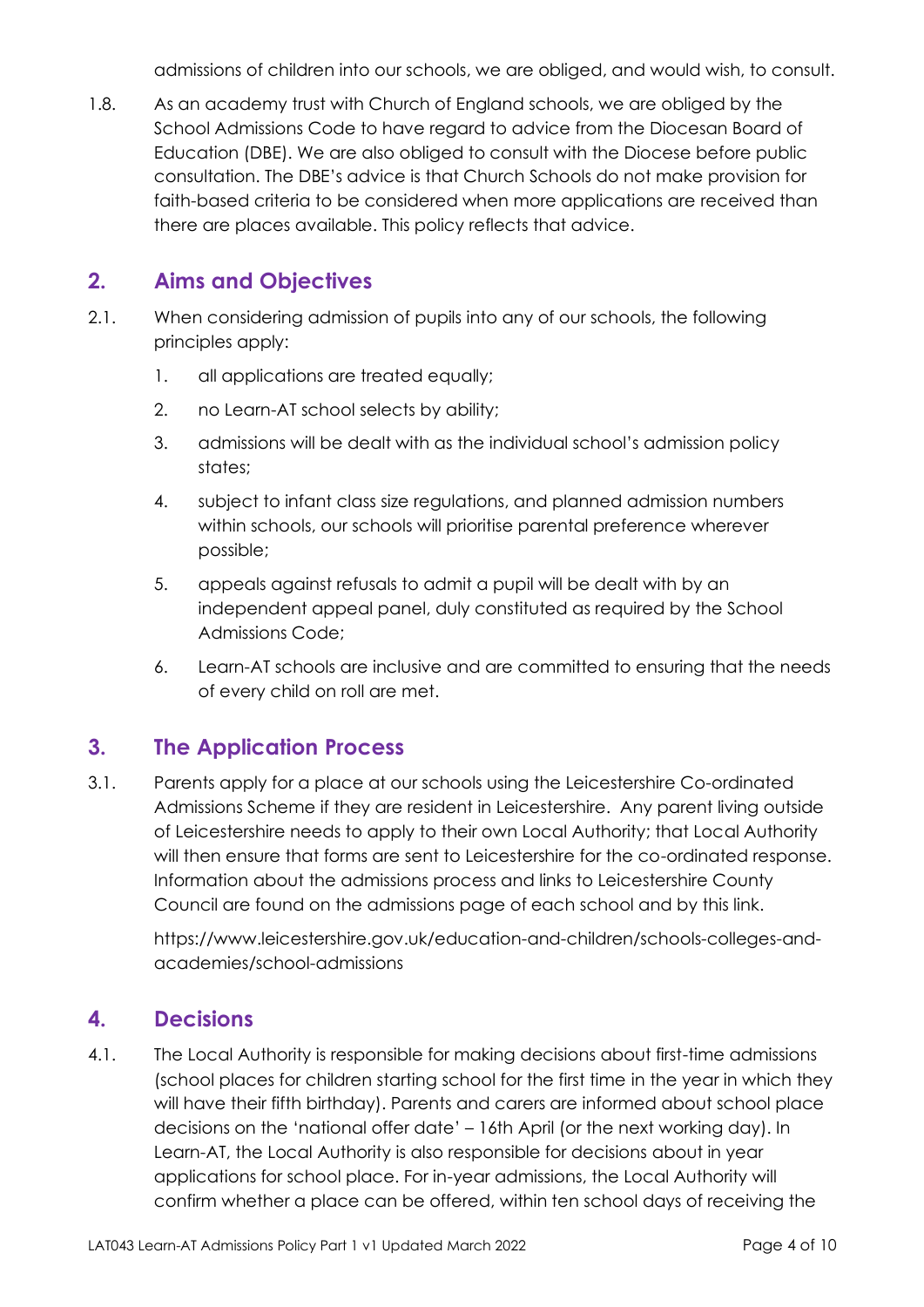admissions of children into our schools, we are obliged, and would wish, to consult.

1.8. As an academy trust with Church of England schools, we are obliged by the School Admissions Code to have regard to advice from the Diocesan Board of Education (DBE). We are also obliged to consult with the Diocese before public consultation. The DBE's advice is that Church Schools do not make provision for faith-based criteria to be considered when more applications are received than there are places available. This policy reflects that advice.

## 2. Aims and Objectives

2.1. When considering admission of pupils into any of our schools, the following principles apply:

1. all applications are treated equally;
2. no Learn-AT school selects by ability;
3. admissions will be dealt with as the individual school's admission policy states;
4. subject to infant class size regulations, and planned admission numbers within schools, our schools will prioritise parental preference wherever possible;
5. appeals against refusals to admit a pupil will be dealt with by an independent appeal panel, duly constituted as required by the School Admissions Code;
6. Learn-AT schools are inclusive and are committed to ensuring that the needs of every child on roll are met.

## 3. The Application Process

3.1. Parents apply for a place at our schools using the Leicestershire Co-ordinated Admissions Scheme if they are resident in Leicestershire. Any parent living outside of Leicestershire needs to apply to their own Local Authority; that Local Authority will then ensure that forms are sent to Leicestershire for the co-ordinated response. Information about the admissions process and links to Leicestershire County Council are found on the admissions page of each school and by this link.

https://www.leicestershire.gov.uk/education-and-children/schools-colleges-and-academies/school-admissions

## 4. Decisions

4.1. The Local Authority is responsible for making decisions about first-time admissions (school places for children starting school for the first time in the year in which they will have their fifth birthday). Parents and carers are informed about school place decisions on the 'national offer date' – 16th April (or the next working day). In Learn-AT, the Local Authority is also responsible for decisions about in year applications for school place. For in-year admissions, the Local Authority will confirm whether a place can be offered, within ten school days of receiving the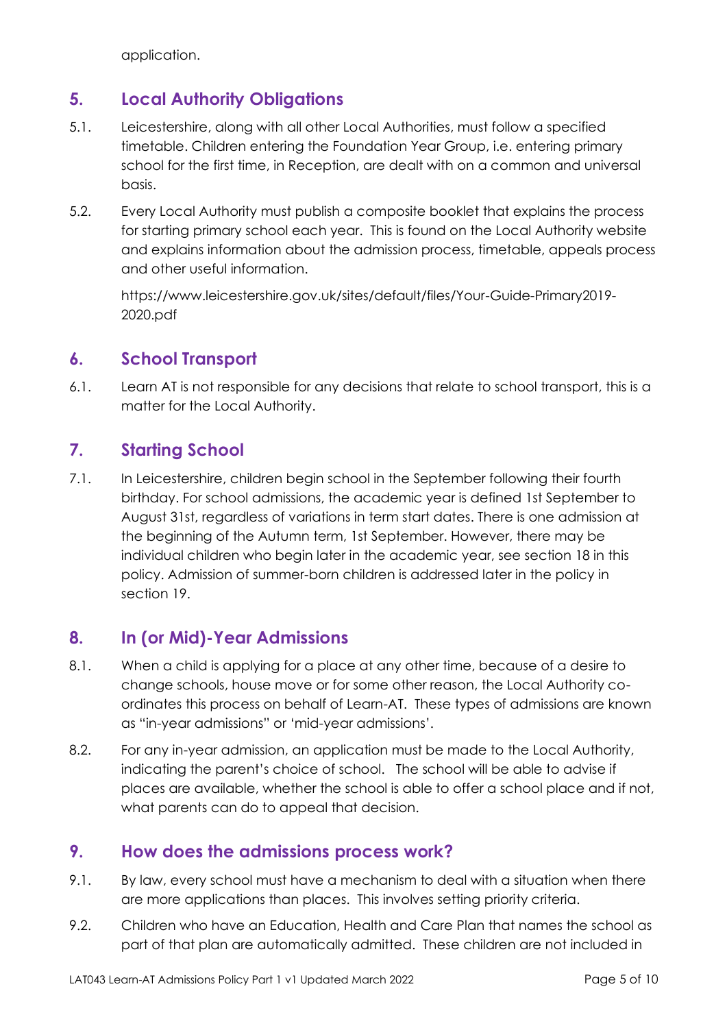application.

## 5. Local Authority Obligations

5.1. Leicestershire, along with all other Local Authorities, must follow a specified timetable. Children entering the Foundation Year Group, i.e. entering primary school for the first time, in Reception, are dealt with on a common and universal basis.

5.2. Every Local Authority must publish a composite booklet that explains the process for starting primary school each year. This is found on the Local Authority website and explains information about the admission process, timetable, appeals process and other useful information.

https://www.leicestershire.gov.uk/sites/default/files/Your-Guide-Primary2019-2020.pdf

## 6. School Transport

6.1. Learn AT is not responsible for any decisions that relate to school transport, this is a matter for the Local Authority.

## 7. Starting School

7.1. In Leicestershire, children begin school in the September following their fourth birthday. For school admissions, the academic year is defined 1st September to August 31st, regardless of variations in term start dates. There is one admission at the beginning of the Autumn term, 1st September. However, there may be individual children who begin later in the academic year, see section 18 in this policy. Admission of summer-born children is addressed later in the policy in section 19.

## 8. In (or Mid)-Year Admissions

8.1. When a child is applying for a place at any other time, because of a desire to change schools, house move or for some other reason, the Local Authority co-ordinates this process on behalf of Learn-AT. These types of admissions are known as "in-year admissions" or 'mid-year admissions'.

8.2. For any in-year admission, an application must be made to the Local Authority, indicating the parent's choice of school. The school will be able to advise if places are available, whether the school is able to offer a school place and if not, what parents can do to appeal that decision.

## 9. How does the admissions process work?

9.1. By law, every school must have a mechanism to deal with a situation when there are more applications than places. This involves setting priority criteria.

9.2. Children who have an Education, Health and Care Plan that names the school as part of that plan are automatically admitted. These children are not included in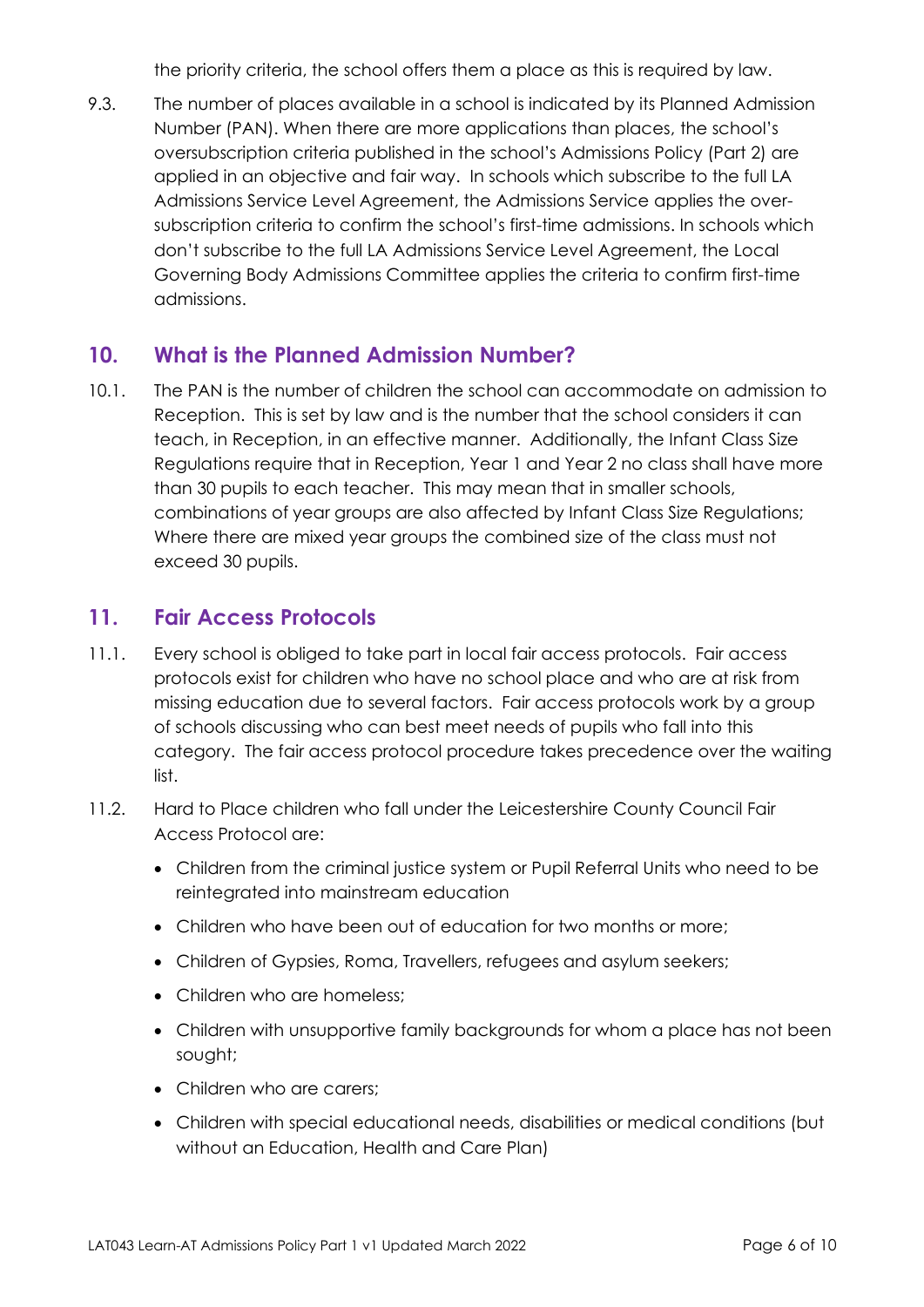the priority criteria, the school offers them a place as this is required by law.

9.3. The number of places available in a school is indicated by its Planned Admission Number (PAN). When there are more applications than places, the school's oversubscription criteria published in the school's Admissions Policy (Part 2) are applied in an objective and fair way. In schools which subscribe to the full LA Admissions Service Level Agreement, the Admissions Service applies the over-subscription criteria to confirm the school's first-time admissions. In schools which don't subscribe to the full LA Admissions Service Level Agreement, the Local Governing Body Admissions Committee applies the criteria to confirm first-time admissions.

## 10. What is the Planned Admission Number?

10.1. The PAN is the number of children the school can accommodate on admission to Reception. This is set by law and is the number that the school considers it can teach, in Reception, in an effective manner. Additionally, the Infant Class Size Regulations require that in Reception, Year 1 and Year 2 no class shall have more than 30 pupils to each teacher. This may mean that in smaller schools, combinations of year groups are also affected by Infant Class Size Regulations; Where there are mixed year groups the combined size of the class must not exceed 30 pupils.

## 11. Fair Access Protocols

11.1. Every school is obliged to take part in local fair access protocols. Fair access protocols exist for children who have no school place and who are at risk from missing education due to several factors. Fair access protocols work by a group of schools discussing who can best meet needs of pupils who fall into this category. The fair access protocol procedure takes precedence over the waiting list.

11.2. Hard to Place children who fall under the Leicestershire County Council Fair Access Protocol are:

- Children from the criminal justice system or Pupil Referral Units who need to be reintegrated into mainstream education
- Children who have been out of education for two months or more;
- Children of Gypsies, Roma, Travellers, refugees and asylum seekers;
- Children who are homeless;
- Children with unsupportive family backgrounds for whom a place has not been sought;
- Children who are carers;
- Children with special educational needs, disabilities or medical conditions (but without an Education, Health and Care Plan)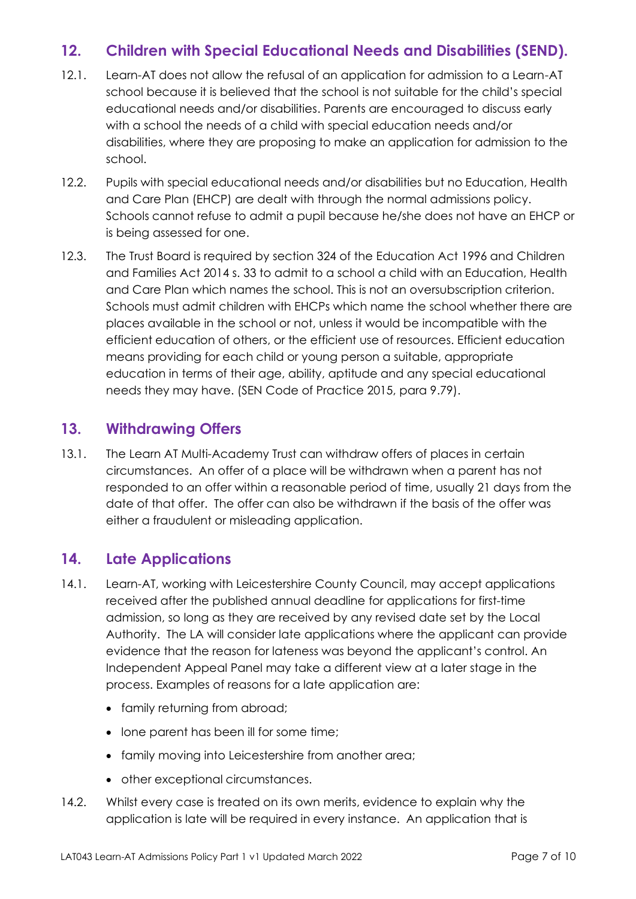## 12. Children with Special Educational Needs and Disabilities (SEND).

12.1. Learn-AT does not allow the refusal of an application for admission to a Learn-AT school because it is believed that the school is not suitable for the child's special educational needs and/or disabilities. Parents are encouraged to discuss early with a school the needs of a child with special education needs and/or disabilities, where they are proposing to make an application for admission to the school.

12.2. Pupils with special educational needs and/or disabilities but no Education, Health and Care Plan (EHCP) are dealt with through the normal admissions policy. Schools cannot refuse to admit a pupil because he/she does not have an EHCP or is being assessed for one.

12.3. The Trust Board is required by section 324 of the Education Act 1996 and Children and Families Act 2014 s. 33 to admit to a school a child with an Education, Health and Care Plan which names the school. This is not an oversubscription criterion. Schools must admit children with EHCPs which name the school whether there are places available in the school or not, unless it would be incompatible with the efficient education of others, or the efficient use of resources. Efficient education means providing for each child or young person a suitable, appropriate education in terms of their age, ability, aptitude and any special educational needs they may have. (SEN Code of Practice 2015, para 9.79).

## 13. Withdrawing Offers

13.1. The Learn AT Multi-Academy Trust can withdraw offers of places in certain circumstances. An offer of a place will be withdrawn when a parent has not responded to an offer within a reasonable period of time, usually 21 days from the date of that offer. The offer can also be withdrawn if the basis of the offer was either a fraudulent or misleading application.

## 14. Late Applications

14.1. Learn-AT, working with Leicestershire County Council, may accept applications received after the published annual deadline for applications for first-time admission, so long as they are received by any revised date set by the Local Authority. The LA will consider late applications where the applicant can provide evidence that the reason for lateness was beyond the applicant's control. An Independent Appeal Panel may take a different view at a later stage in the process. Examples of reasons for a late application are:

- family returning from abroad;
- lone parent has been ill for some time;
- family moving into Leicestershire from another area;
- other exceptional circumstances.

14.2. Whilst every case is treated on its own merits, evidence to explain why the application is late will be required in every instance. An application that is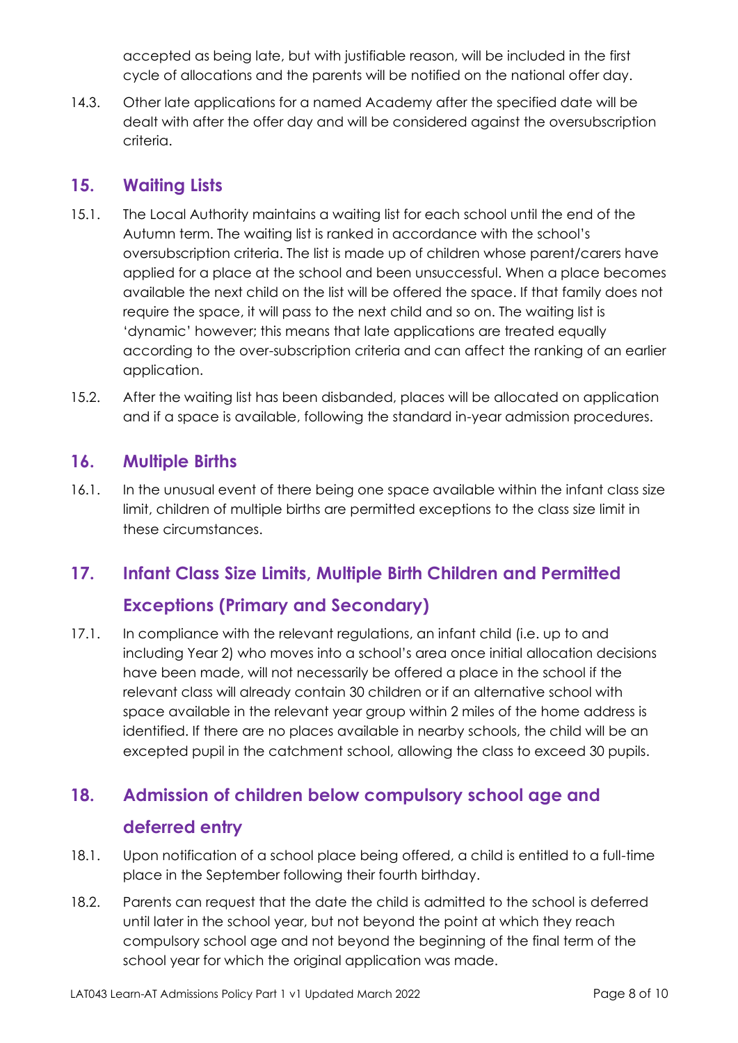accepted as being late, but with justifiable reason, will be included in the first cycle of allocations and the parents will be notified on the national offer day.

14.3. Other late applications for a named Academy after the specified date will be dealt with after the offer day and will be considered against the oversubscription criteria.

## 15. Waiting Lists

15.1. The Local Authority maintains a waiting list for each school until the end of the Autumn term. The waiting list is ranked in accordance with the school's oversubscription criteria. The list is made up of children whose parent/carers have applied for a place at the school and been unsuccessful. When a place becomes available the next child on the list will be offered the space. If that family does not require the space, it will pass to the next child and so on. The waiting list is 'dynamic' however; this means that late applications are treated equally according to the over-subscription criteria and can affect the ranking of an earlier application.

15.2. After the waiting list has been disbanded, places will be allocated on application and if a space is available, following the standard in-year admission procedures.

## 16. Multiple Births

16.1. In the unusual event of there being one space available within the infant class size limit, children of multiple births are permitted exceptions to the class size limit in these circumstances.

## 17. Infant Class Size Limits, Multiple Birth Children and Permitted Exceptions (Primary and Secondary)

17.1. In compliance with the relevant regulations, an infant child (i.e. up to and including Year 2) who moves into a school's area once initial allocation decisions have been made, will not necessarily be offered a place in the school if the relevant class will already contain 30 children or if an alternative school with space available in the relevant year group within 2 miles of the home address is identified. If there are no places available in nearby schools, the child will be an excepted pupil in the catchment school, allowing the class to exceed 30 pupils.

## 18. Admission of children below compulsory school age and deferred entry

18.1. Upon notification of a school place being offered, a child is entitled to a full-time place in the September following their fourth birthday.

18.2. Parents can request that the date the child is admitted to the school is deferred until later in the school year, but not beyond the point at which they reach compulsory school age and not beyond the beginning of the final term of the school year for which the original application was made.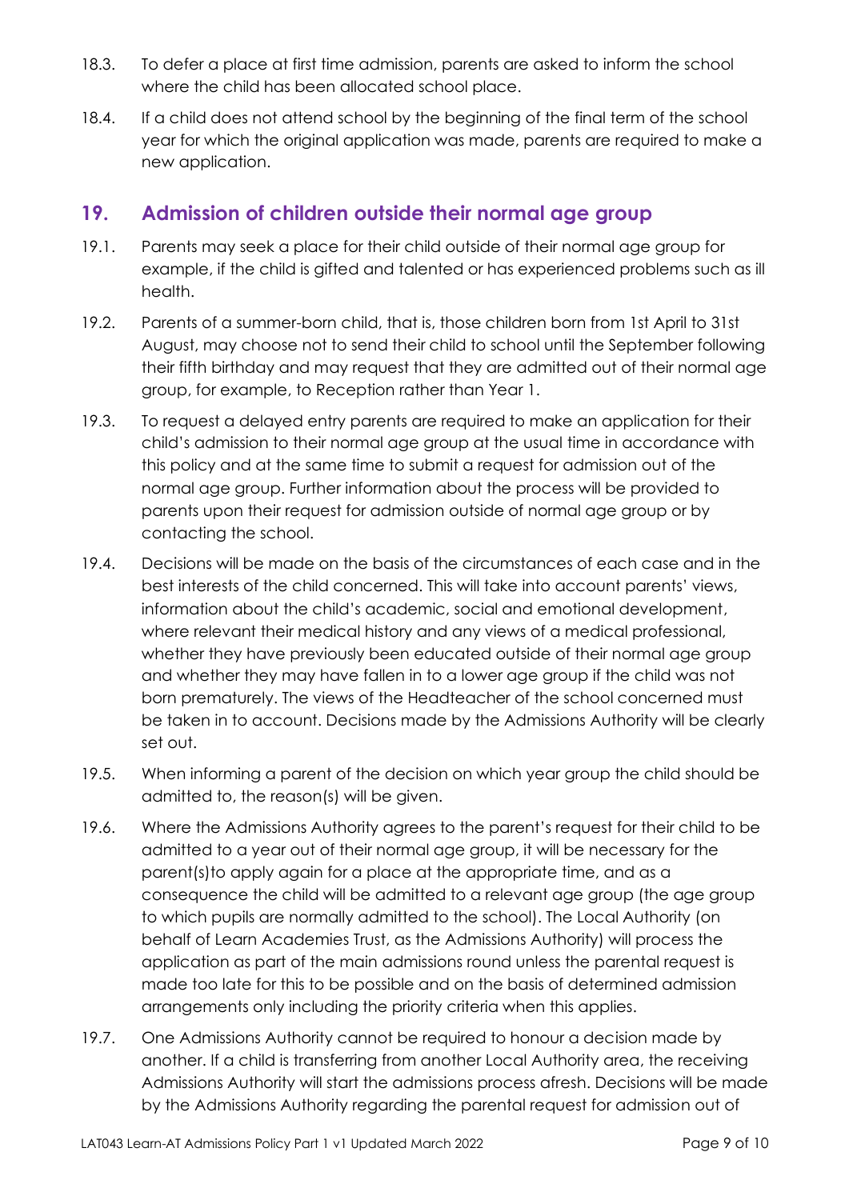18.3. To defer a place at first time admission, parents are asked to inform the school where the child has been allocated school place.

18.4. If a child does not attend school by the beginning of the final term of the school year for which the original application was made, parents are required to make a new application.

## 19. Admission of children outside their normal age group

19.1. Parents may seek a place for their child outside of their normal age group for example, if the child is gifted and talented or has experienced problems such as ill health.

19.2. Parents of a summer-born child, that is, those children born from 1st April to 31st August, may choose not to send their child to school until the September following their fifth birthday and may request that they are admitted out of their normal age group, for example, to Reception rather than Year 1.

19.3. To request a delayed entry parents are required to make an application for their child's admission to their normal age group at the usual time in accordance with this policy and at the same time to submit a request for admission out of the normal age group. Further information about the process will be provided to parents upon their request for admission outside of normal age group or by contacting the school.

19.4. Decisions will be made on the basis of the circumstances of each case and in the best interests of the child concerned. This will take into account parents' views, information about the child's academic, social and emotional development, where relevant their medical history and any views of a medical professional, whether they have previously been educated outside of their normal age group and whether they may have fallen in to a lower age group if the child was not born prematurely. The views of the Headteacher of the school concerned must be taken in to account. Decisions made by the Admissions Authority will be clearly set out.

19.5. When informing a parent of the decision on which year group the child should be admitted to, the reason(s) will be given.

19.6. Where the Admissions Authority agrees to the parent's request for their child to be admitted to a year out of their normal age group, it will be necessary for the parent(s)to apply again for a place at the appropriate time, and as a consequence the child will be admitted to a relevant age group (the age group to which pupils are normally admitted to the school). The Local Authority (on behalf of Learn Academies Trust, as the Admissions Authority) will process the application as part of the main admissions round unless the parental request is made too late for this to be possible and on the basis of determined admission arrangements only including the priority criteria when this applies.

19.7. One Admissions Authority cannot be required to honour a decision made by another. If a child is transferring from another Local Authority area, the receiving Admissions Authority will start the admissions process afresh. Decisions will be made by the Admissions Authority regarding the parental request for admission out of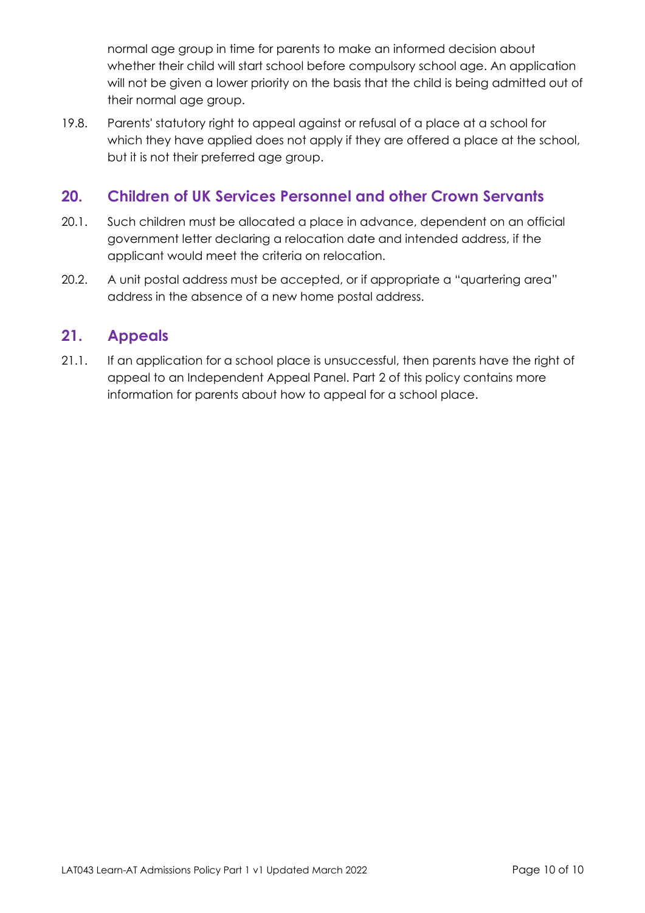normal age group in time for parents to make an informed decision about whether their child will start school before compulsory school age. An application will not be given a lower priority on the basis that the child is being admitted out of their normal age group.

19.8. Parents' statutory right to appeal against or refusal of a place at a school for which they have applied does not apply if they are offered a place at the school, but it is not their preferred age group.

## 20. Children of UK Services Personnel and other Crown Servants

20.1. Such children must be allocated a place in advance, dependent on an official government letter declaring a relocation date and intended address, if the applicant would meet the criteria on relocation.

20.2. A unit postal address must be accepted, or if appropriate a "quartering area" address in the absence of a new home postal address.

## 21. Appeals

21.1. If an application for a school place is unsuccessful, then parents have the right of appeal to an Independent Appeal Panel. Part 2 of this policy contains more information for parents about how to appeal for a school place.